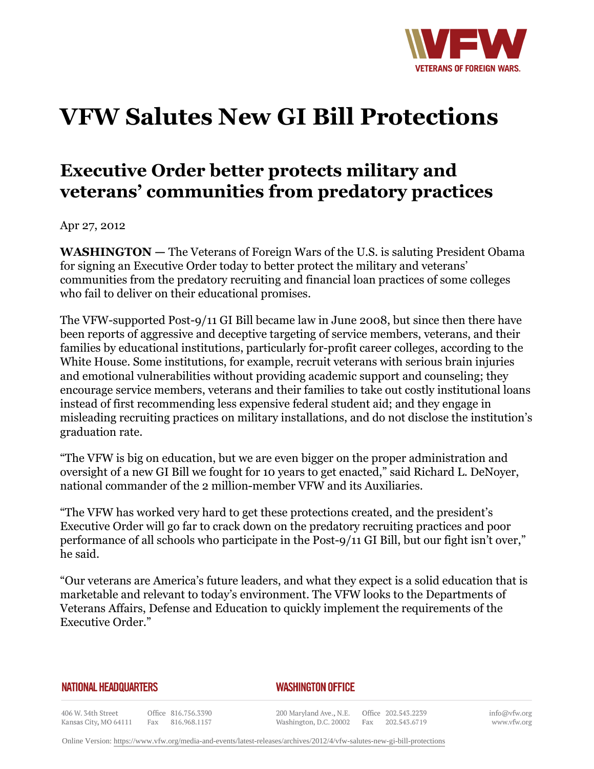# VFW Salutes New GI Bill Protections

## Executive Order better protects military and veterans' communities from predatory practices

Apr 27, 2012

**WASHINGTON —** The Veterans of Foreign Wars of the U.S. is saluting President Obama for signing an Executive Order today to better protect the military and veterans' communities from the predatory recruiting and financial loan practices of some colleges who fail to deliver on their educational promises.

The VFW-supported Post-9/11 GI Bill became law in June 2008, but since then there have been reports of aggressive and deceptive targeting of service members, veterans, and their families by educational institutions, particularly for-profit career colleges, according to the White House. Some institutions, for example, recruit veterans with serious brain injuries and emotional vulnerabilities without providing academic support and counseling; they encourage service members, veterans and their families to take out costly institutional loans instead of first recommending less expensive federal student aid; and they engage in misleading recruiting practices on military installations, and do not disclose the institution's graduation rate.

"The VFW is big on education, but we are even bigger on the proper administration and oversight of a new GI Bill we fought for 10 years to get enacted," said Richard L. DeNoyer, national commander of the 2 million-member VFW and its Auxiliaries.

"The VFW has worked very hard to get these protections created, and the president's Executive Order will go far to crack down on the predatory recruiting practices and poor performance of all schools who participate in the Post-9/11 GI Bill, but our fight isn't over," he said.

"Our veterans are America's future leaders, and what they expect is a solid education that is marketable and relevant to today's environment. The VFW looks to the Departments of Veterans Affairs, Defense and Education to quickly implement the requirements of the Executive Order."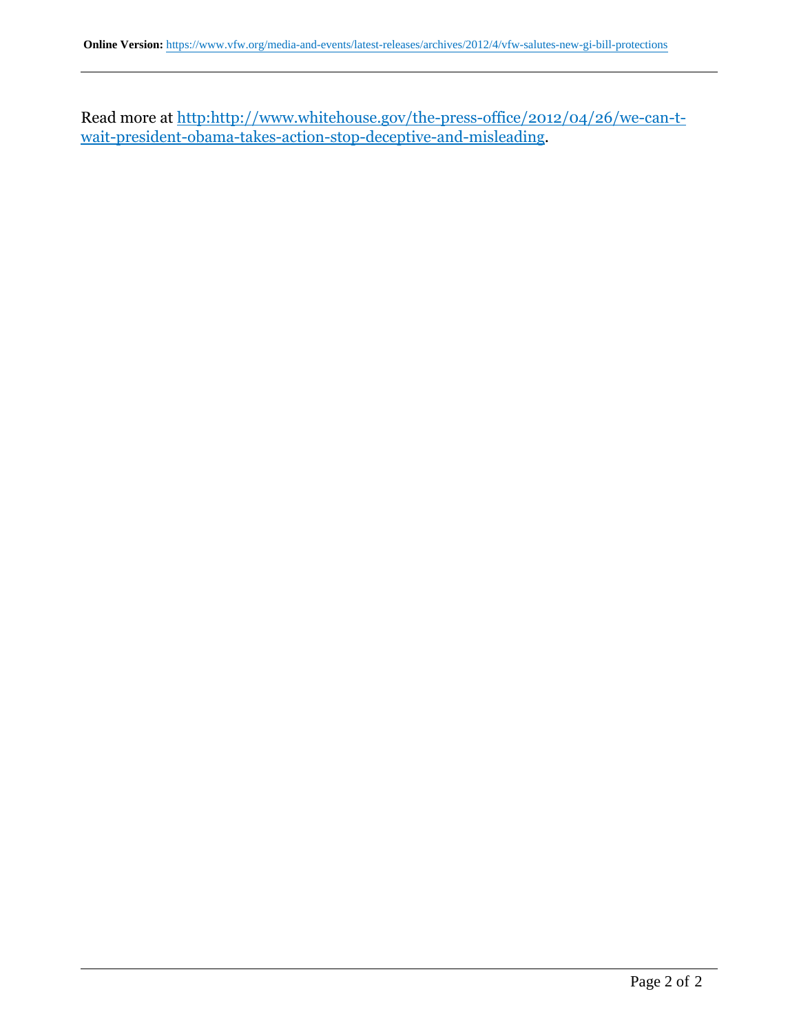Read more at http:http://www.whitehouse.gov/the-press-office/2012/04/26/we-can-t-wait-president-obama-takes-action-stop-deceptive-and-misleading.